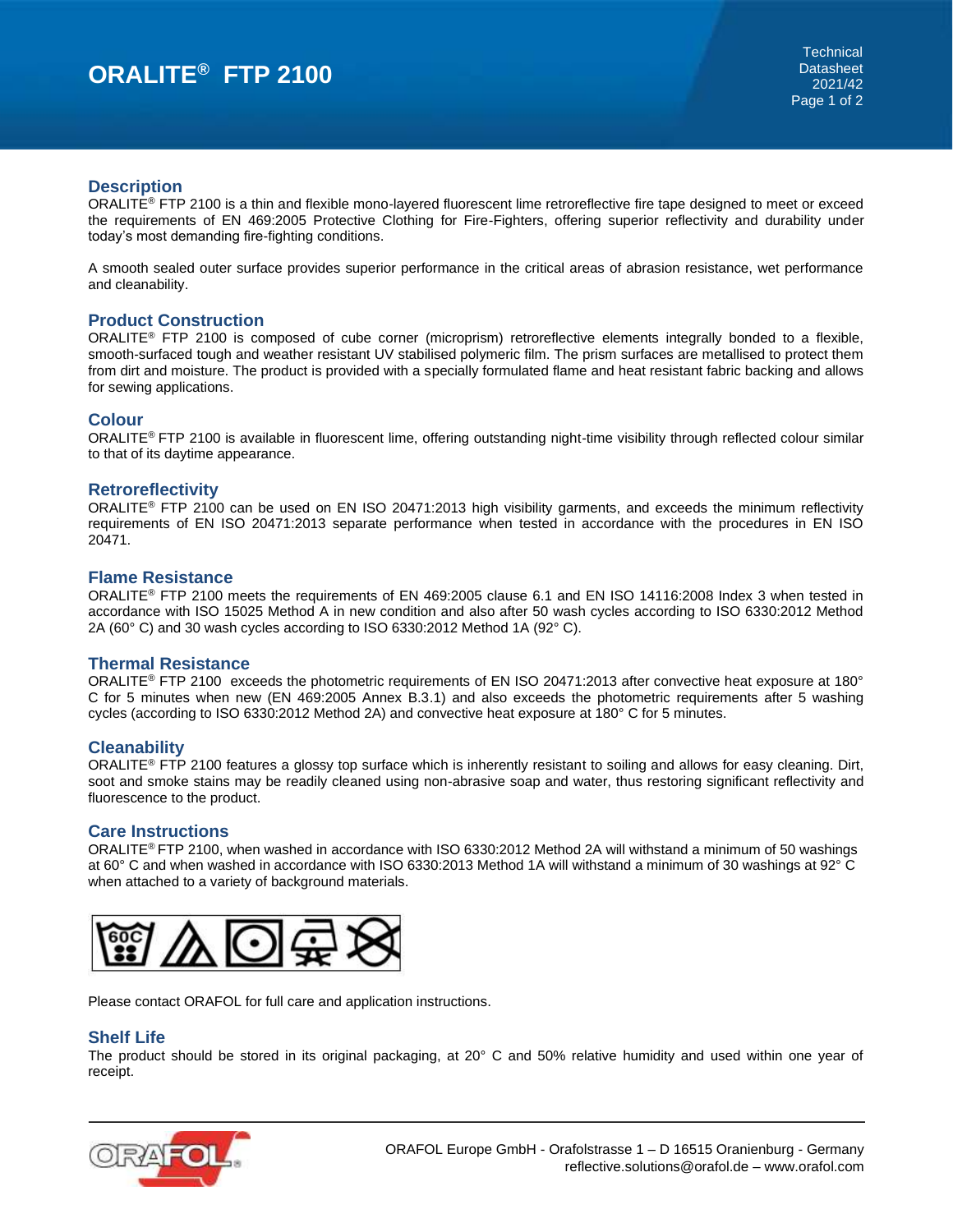# ORALITE® FTP 2100

Technical Datasheet 2021/42

## Description

ORALITE® FTP 2100 is a thin and flexible mono-layered fluorescent lime retroreflective fire tape designed to meet or exceed the requirements of EN 469:2005 Protective Clothing for Fire-Fighters, offering superior reflectivity and durability under today's most demanding fire-fighting conditions.

A smooth sealed outer surface provides superior performance in the critical areas of abrasion resistance, wet performance and cleanability.

## Product Construction

ORALITE® FTP 2100 is composed of cube corner (microprism) retroreflective elements integrally bonded to a flexible, smooth-surfaced tough and weather resistant UV stabilised polymeric film. The prism surfaces are metallised to protect them from dirt and moisture. The product is provided with a specially formulated flame and heat resistant fabric backing and allows for sewing applications.

## Colour

ORALITE® FTP 2100 is available in fluorescent lime, offering outstanding night-time visibility through reflected colour similar to that of its daytime appearance.

## Retroreflectivity

ORALITE® FTP 2100 can be used on EN ISO 20471:2013 high visibility garments, and exceeds the minimum reflectivity requirements of EN ISO 20471:2013 separate performance when tested in accordance with the procedures in EN ISO 20471.

## Flame Resistance

ORALITE® FTP 2100 meets the requirements of EN 469:2005 clause 6.1 and EN ISO 14116:2008 Index 3 when tested in accordance with ISO 15025 Method A in new condition and also after 50 wash cycles according to ISO 6330:2012 Method 2A (60° C) and 30 wash cycles according to ISO 6330:2012 Method 1A (92° C).

## Thermal Resistance

ORALITE® FTP 2100 exceeds the photometric requirements of EN ISO 20471:2013 after convective heat exposure at 180° C for 5 minutes when new (EN 469:2005 Annex B.3.1) and also exceeds the photometric requirements after 5 washing cycles (according to ISO 6330:2012 Method 2A) and convective heat exposure at 180° C for 5 minutes.

## Cleanability

ORALITE® FTP 2100 features a glossy top surface which is inherently resistant to soiling and allows for easy cleaning. Dirt, soot and smoke stains may be readily cleaned using non-abrasive soap and water, thus restoring significant reflectivity and fluorescence to the product.

## Care Instructions

ORALITE® FTP 2100, when washed in accordance with ISO 6330:2012 Method 2A will withstand a minimum of 50 washings at 60° C and when washed in accordance with ISO 6330:2013 Method 1A will withstand a minimum of 30 washings at 92° C when attached to a variety of background materials.

Please contact ORAFOL for full care and application instructions.

## Shelf Life

The product should be stored in its original packaging, at 20° C and 50% relative humidity and used within one year of receipt.

ORAFOL Europe GmbH - Orafolstrasse 1 – D 16515 Oranienburg - Germany
reflective.solutions@orafol.de – www.orafol.com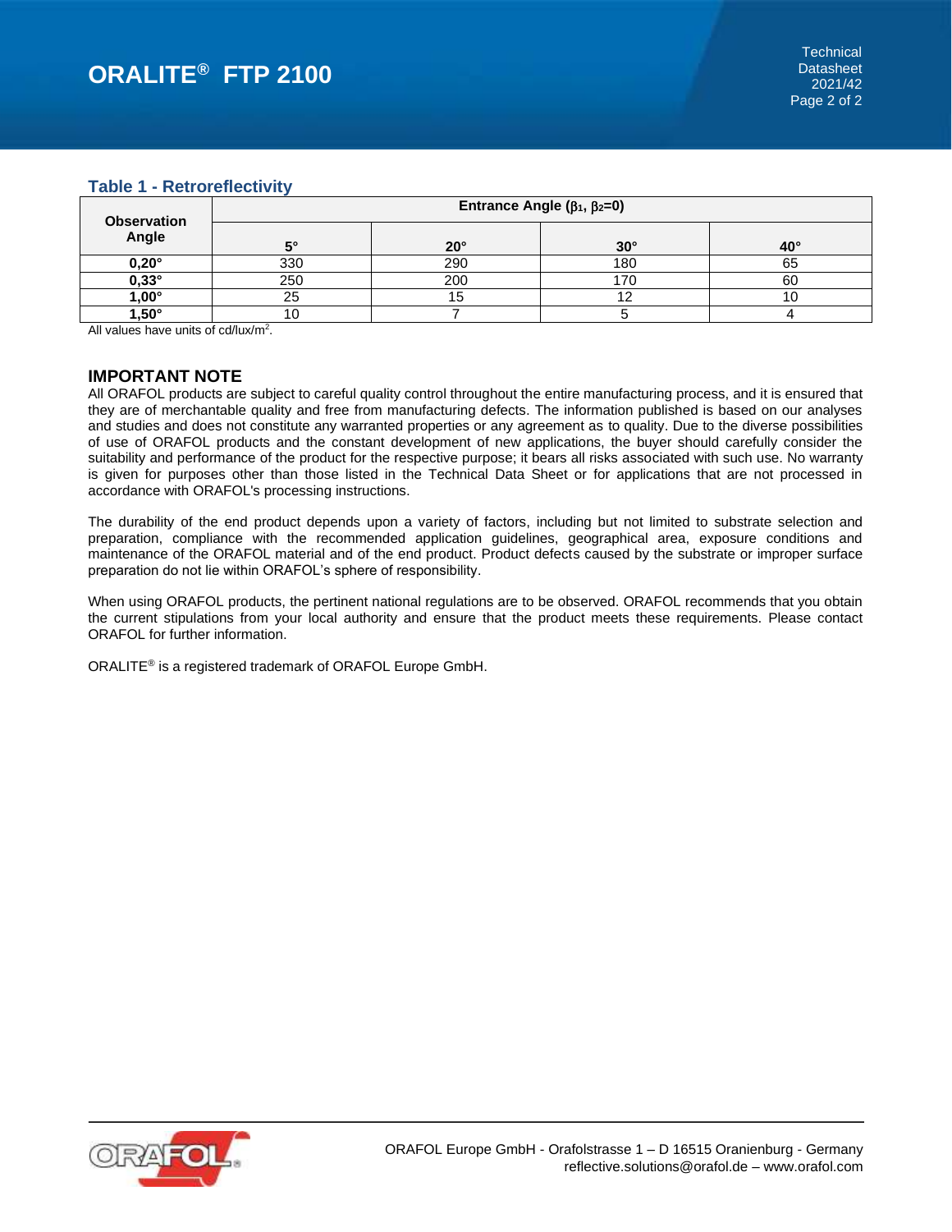## Table 1 - Retroreflectivity

| Observation Angle | Entrance Angle ($\beta_1$, $\beta_2$=0) | | | |
|---|---|---|---|---|
| | **5°** | **20°** | **30°** | **40°** |
| **0,20°** | 330 | 290 | 180 | 65 |
| **0,33°** | 250 | 200 | 170 | 60 |
| **1,00°** | 25 | 15 | 12 | 10 |
| **1,50°** | 10 | 7 | 5 | 4 |

All values have units of cd/lux/$m^2$.

## IMPORTANT NOTE

All ORAFOL products are subject to careful quality control throughout the entire manufacturing process, and it is ensured that they are of merchantable quality and free from manufacturing defects. The information published is based on our analyses and studies and does not constitute any warranted properties or any agreement as to quality. Due to the diverse possibilities of use of ORAFOL products and the constant development of new applications, the buyer should carefully consider the suitability and performance of the product for the respective purpose; it bears all risks associated with such use. No warranty is given for purposes other than those listed in the Technical Data Sheet or for applications that are not processed in accordance with ORAFOL's processing instructions.

The durability of the end product depends upon a variety of factors, including but not limited to substrate selection and preparation, compliance with the recommended application guidelines, geographical area, exposure conditions and maintenance of the ORAFOL material and of the end product. Product defects caused by the substrate or improper surface preparation do not lie within ORAFOL's sphere of responsibility.

When using ORAFOL products, the pertinent national regulations are to be observed. ORAFOL recommends that you obtain the current stipulations from your local authority and ensure that the product meets these requirements. Please contact ORAFOL for further information.

ORALITE® is a registered trademark of ORAFOL Europe GmbH.

ORAFOL Europe GmbH - Orafolstrasse 1 – D 16515 Oranienburg - Germany
reflective.solutions@orafol.de – www.orafol.com